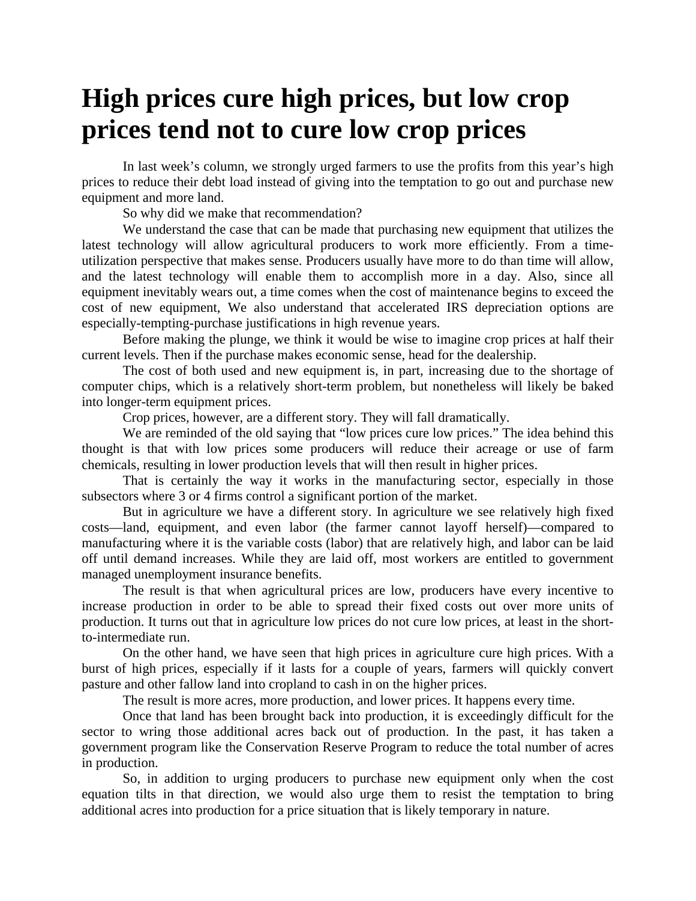# High prices cure high prices, but low crop prices tend not to cure low crop prices

In last week's column, we strongly urged farmers to use the profits from this year's high prices to reduce their debt load instead of giving into the temptation to go out and purchase new equipment and more land.

So why did we make that recommendation?

We understand the case that can be made that purchasing new equipment that utilizes the latest technology will allow agricultural producers to work more efficiently. From a time-utilization perspective that makes sense. Producers usually have more to do than time will allow, and the latest technology will enable them to accomplish more in a day. Also, since all equipment inevitably wears out, a time comes when the cost of maintenance begins to exceed the cost of new equipment, We also understand that accelerated IRS depreciation options are especially-tempting-purchase justifications in high revenue years.

Before making the plunge, we think it would be wise to imagine crop prices at half their current levels. Then if the purchase makes economic sense, head for the dealership.

The cost of both used and new equipment is, in part, increasing due to the shortage of computer chips, which is a relatively short-term problem, but nonetheless will likely be baked into longer-term equipment prices.

Crop prices, however, are a different story. They will fall dramatically.

We are reminded of the old saying that "low prices cure low prices." The idea behind this thought is that with low prices some producers will reduce their acreage or use of farm chemicals, resulting in lower production levels that will then result in higher prices.

That is certainly the way it works in the manufacturing sector, especially in those subsectors where 3 or 4 firms control a significant portion of the market.

But in agriculture we have a different story. In agriculture we see relatively high fixed costs—land, equipment, and even labor (the farmer cannot layoff herself)—compared to manufacturing where it is the variable costs (labor) that are relatively high, and labor can be laid off until demand increases. While they are laid off, most workers are entitled to government managed unemployment insurance benefits.

The result is that when agricultural prices are low, producers have every incentive to increase production in order to be able to spread their fixed costs out over more units of production. It turns out that in agriculture low prices do not cure low prices, at least in the short-to-intermediate run.

On the other hand, we have seen that high prices in agriculture cure high prices. With a burst of high prices, especially if it lasts for a couple of years, farmers will quickly convert pasture and other fallow land into cropland to cash in on the higher prices.

The result is more acres, more production, and lower prices. It happens every time.

Once that land has been brought back into production, it is exceedingly difficult for the sector to wring those additional acres back out of production. In the past, it has taken a government program like the Conservation Reserve Program to reduce the total number of acres in production.

So, in addition to urging producers to purchase new equipment only when the cost equation tilts in that direction, we would also urge them to resist the temptation to bring additional acres into production for a price situation that is likely temporary in nature.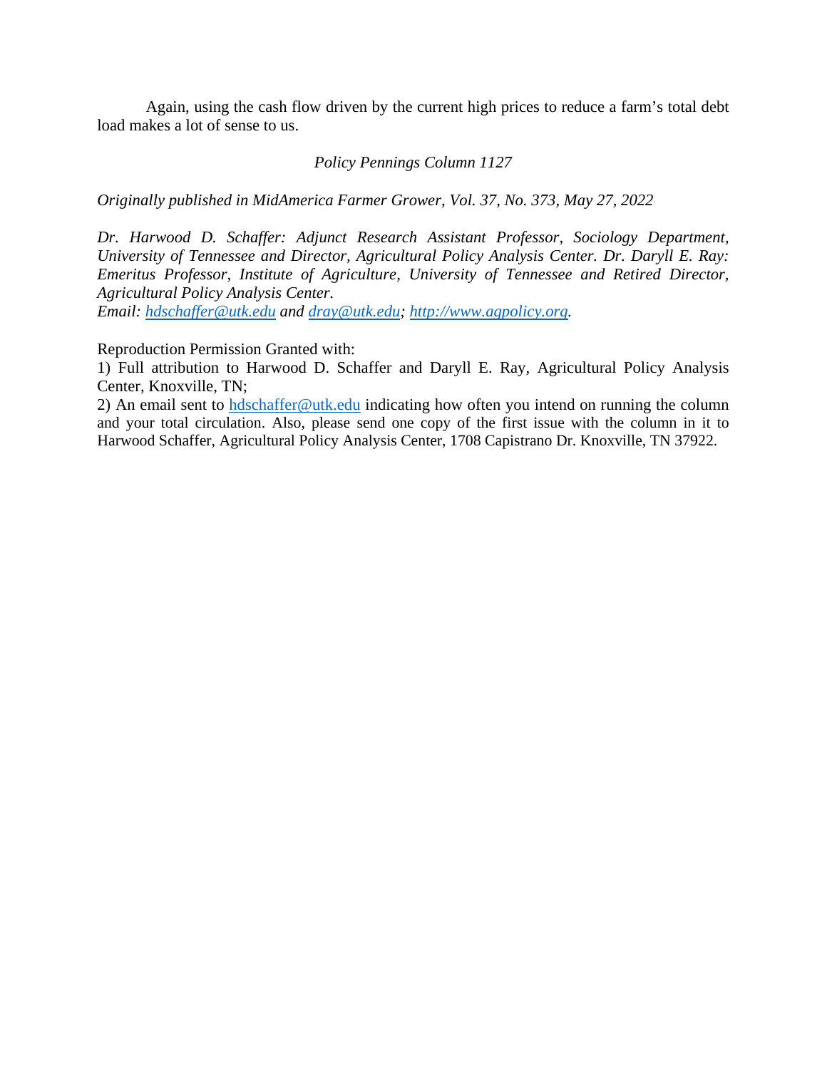Again, using the cash flow driven by the current high prices to reduce a farm's total debt load makes a lot of sense to us.

*Policy Pennings Column 1127*

*Originally published in MidAmerica Farmer Grower, Vol. 37, No. 373, May 27, 2022*

*Dr. Harwood D. Schaffer: Adjunct Research Assistant Professor, Sociology Department, University of Tennessee and Director, Agricultural Policy Analysis Center. Dr. Daryll E. Ray: Emeritus Professor, Institute of Agriculture, University of Tennessee and Retired Director, Agricultural Policy Analysis Center.*
*Email: hdschaffer@utk.edu and dray@utk.edu; http://www.agpolicy.org.*

Reproduction Permission Granted with:
1) Full attribution to Harwood D. Schaffer and Daryll E. Ray, Agricultural Policy Analysis Center, Knoxville, TN;
2) An email sent to hdschaffer@utk.edu indicating how often you intend on running the column and your total circulation. Also, please send one copy of the first issue with the column in it to Harwood Schaffer, Agricultural Policy Analysis Center, 1708 Capistrano Dr. Knoxville, TN 37922.